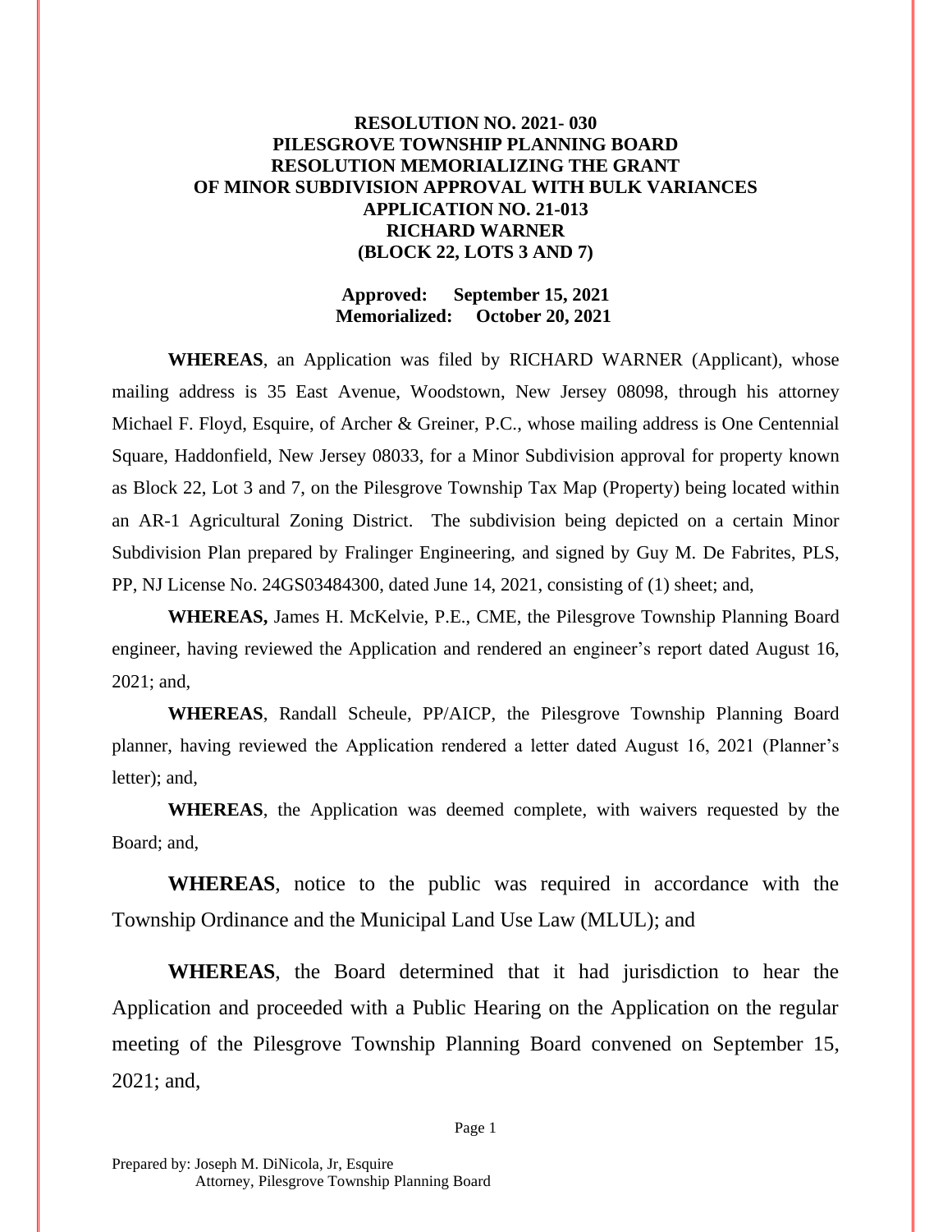**RESOLUTION NO. 2021- 030**
**PILESGROVE TOWNSHIP PLANNING BOARD**
**RESOLUTION MEMORIALIZING THE GRANT**
**OF MINOR SUBDIVISION APPROVAL WITH BULK VARIANCES**
**APPLICATION NO. 21-013**
**RICHARD WARNER**
**(BLOCK 22, LOTS 3 AND 7)**

**Approved: September 15, 2021**
**Memorialized: October 20, 2021**

**WHEREAS**, an Application was filed by RICHARD WARNER (Applicant), whose mailing address is 35 East Avenue, Woodstown, New Jersey 08098, through his attorney Michael F. Floyd, Esquire, of Archer & Greiner, P.C., whose mailing address is One Centennial Square, Haddonfield, New Jersey 08033, for a Minor Subdivision approval for property known as Block 22, Lot 3 and 7, on the Pilesgrove Township Tax Map (Property) being located within an AR-1 Agricultural Zoning District. The subdivision being depicted on a certain Minor Subdivision Plan prepared by Fralinger Engineering, and signed by Guy M. De Fabrites, PLS, PP, NJ License No. 24GS03484300, dated June 14, 2021, consisting of (1) sheet; and,

**WHEREAS,** James H. McKelvie, P.E., CME, the Pilesgrove Township Planning Board engineer, having reviewed the Application and rendered an engineer's report dated August 16, 2021; and,

**WHEREAS**, Randall Scheule, PP/AICP, the Pilesgrove Township Planning Board planner, having reviewed the Application rendered a letter dated August 16, 2021 (Planner's letter); and,

**WHEREAS**, the Application was deemed complete, with waivers requested by the Board; and,

**WHEREAS**, notice to the public was required in accordance with the Township Ordinance and the Municipal Land Use Law (MLUL); and

**WHEREAS**, the Board determined that it had jurisdiction to hear the Application and proceeded with a Public Hearing on the Application on the regular meeting of the Pilesgrove Township Planning Board convened on September 15, 2021; and,

Prepared by: Joseph M. DiNicola, Jr, Esquire
Attorney, Pilesgrove Township Planning Board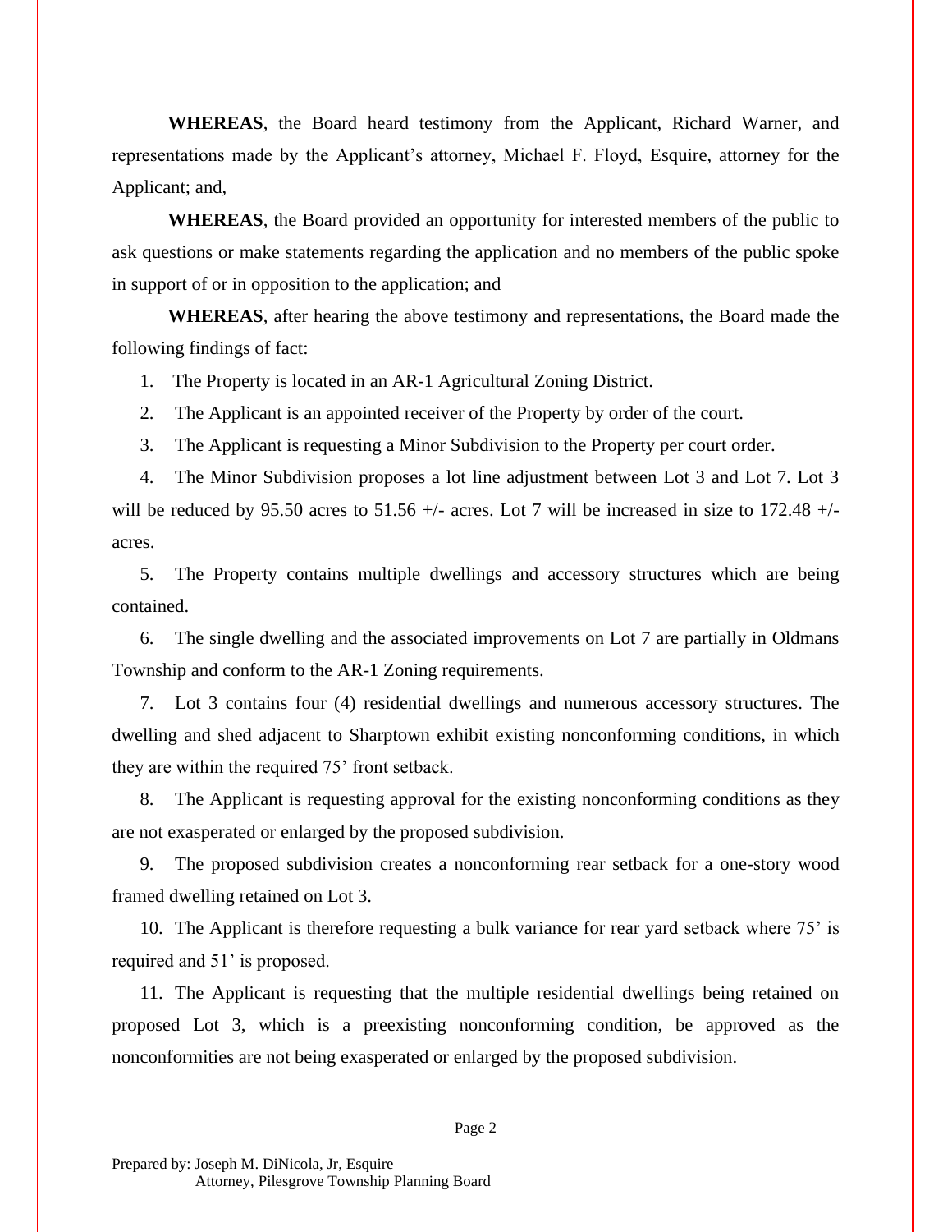**WHEREAS**, the Board heard testimony from the Applicant, Richard Warner, and representations made by the Applicant's attorney, Michael F. Floyd, Esquire, attorney for the Applicant; and,

**WHEREAS**, the Board provided an opportunity for interested members of the public to ask questions or make statements regarding the application and no members of the public spoke in support of or in opposition to the application; and

**WHEREAS**, after hearing the above testimony and representations, the Board made the following findings of fact:

1. The Property is located in an AR-1 Agricultural Zoning District.
2. The Applicant is an appointed receiver of the Property by order of the court.
3. The Applicant is requesting a Minor Subdivision to the Property per court order.
4. The Minor Subdivision proposes a lot line adjustment between Lot 3 and Lot 7. Lot 3 will be reduced by 95.50 acres to 51.56 +/- acres. Lot 7 will be increased in size to 172.48 +/- acres.
5. The Property contains multiple dwellings and accessory structures which are being contained.
6. The single dwelling and the associated improvements on Lot 7 are partially in Oldmans Township and conform to the AR-1 Zoning requirements.
7. Lot 3 contains four (4) residential dwellings and numerous accessory structures. The dwelling and shed adjacent to Sharptown exhibit existing nonconforming conditions, in which they are within the required 75' front setback.
8. The Applicant is requesting approval for the existing nonconforming conditions as they are not exasperated or enlarged by the proposed subdivision.
9. The proposed subdivision creates a nonconforming rear setback for a one-story wood framed dwelling retained on Lot 3.
10. The Applicant is therefore requesting a bulk variance for rear yard setback where 75' is required and 51' is proposed.
11. The Applicant is requesting that the multiple residential dwellings being retained on proposed Lot 3, which is a preexisting nonconforming condition, be approved as the nonconformities are not being exasperated or enlarged by the proposed subdivision.

Prepared by: Joseph M. DiNicola, Jr, Esquire
Attorney, Pilesgrove Township Planning Board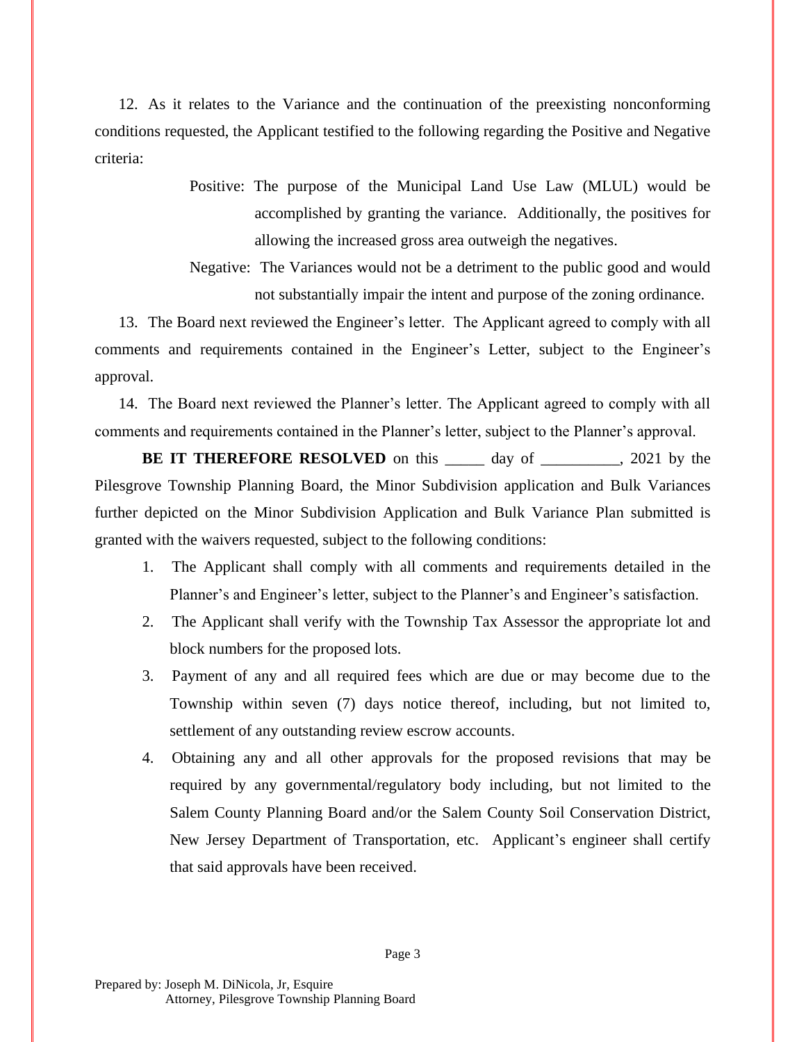12. As it relates to the Variance and the continuation of the preexisting nonconforming conditions requested, the Applicant testified to the following regarding the Positive and Negative criteria:

> Positive: The purpose of the Municipal Land Use Law (MLUL) would be accomplished by granting the variance. Additionally, the positives for allowing the increased gross area outweigh the negatives.
>
> Negative: The Variances would not be a detriment to the public good and would not substantially impair the intent and purpose of the zoning ordinance.

13. The Board next reviewed the Engineer's letter. The Applicant agreed to comply with all comments and requirements contained in the Engineer's Letter, subject to the Engineer's approval.

14. The Board next reviewed the Planner's letter. The Applicant agreed to comply with all comments and requirements contained in the Planner's letter, subject to the Planner's approval.

**BE IT THEREFORE RESOLVED** on this _____ day of __________, 2021 by the Pilesgrove Township Planning Board, the Minor Subdivision application and Bulk Variances further depicted on the Minor Subdivision Application and Bulk Variance Plan submitted is granted with the waivers requested, subject to the following conditions:

1. The Applicant shall comply with all comments and requirements detailed in the Planner's and Engineer's letter, subject to the Planner's and Engineer's satisfaction.
2. The Applicant shall verify with the Township Tax Assessor the appropriate lot and block numbers for the proposed lots.
3. Payment of any and all required fees which are due or may become due to the Township within seven (7) days notice thereof, including, but not limited to, settlement of any outstanding review escrow accounts.
4. Obtaining any and all other approvals for the proposed revisions that may be required by any governmental/regulatory body including, but not limited to the Salem County Planning Board and/or the Salem County Soil Conservation District, New Jersey Department of Transportation, etc. Applicant's engineer shall certify that said approvals have been received.

Prepared by: Joseph M. DiNicola, Jr, Esquire
Attorney, Pilesgrove Township Planning Board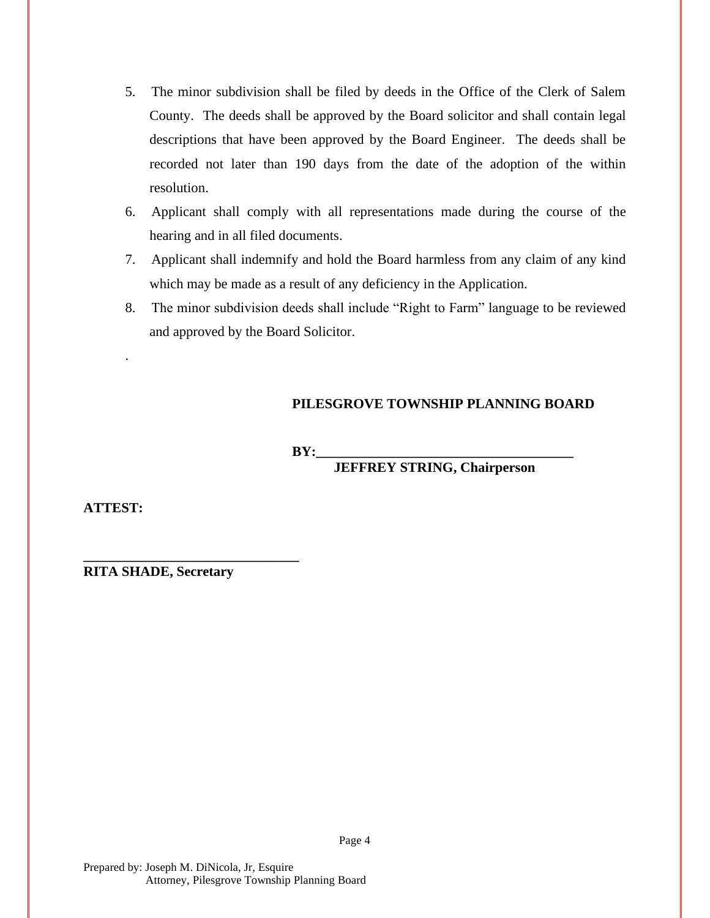5. The minor subdivision shall be filed by deeds in the Office of the Clerk of Salem County. The deeds shall be approved by the Board solicitor and shall contain legal descriptions that have been approved by the Board Engineer. The deeds shall be recorded not later than 190 days from the date of the adoption of the within resolution.
6. Applicant shall comply with all representations made during the course of the hearing and in all filed documents.
7. Applicant shall indemnify and hold the Board harmless from any claim of any kind which may be made as a result of any deficiency in the Application.
8. The minor subdivision deeds shall include "Right to Farm" language to be reviewed and approved by the Board Solicitor.

.

**PILESGROVE TOWNSHIP PLANNING BOARD**

**BY:_____________________________________**
**JEFFREY STRING, Chairperson**

**ATTEST:**

**________________________________**
**RITA SHADE, Secretary**

Prepared by: Joseph M. DiNicola, Jr, Esquire
Attorney, Pilesgrove Township Planning Board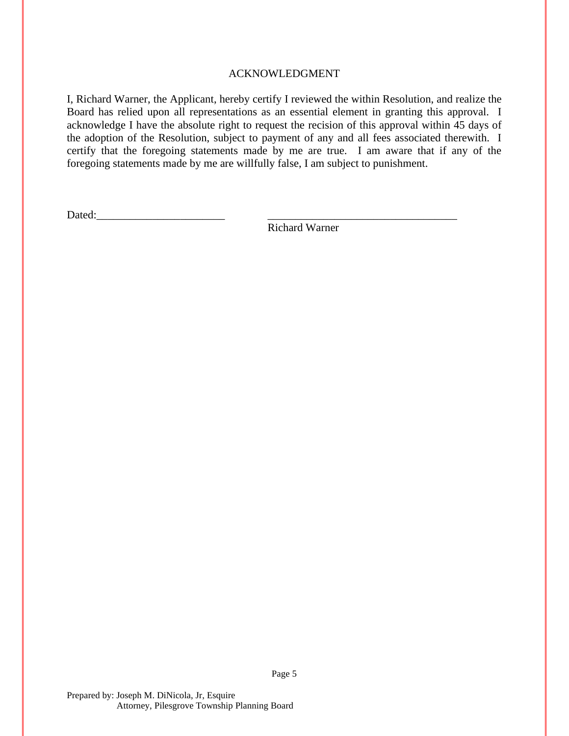## ACKNOWLEDGMENT

I, Richard Warner, the Applicant, hereby certify I reviewed the within Resolution, and realize the Board has relied upon all representations as an essential element in granting this approval. I acknowledge I have the absolute right to request the recision of this approval within 45 days of the adoption of the Resolution, subject to payment of any and all fees associated therewith. I certify that the foregoing statements made by me are true. I am aware that if any of the foregoing statements made by me are willfully false, I am subject to punishment.

Dated:_______________________ \_\_\_\_\_\_\_\_\_\_\_\_\_\_\_\_\_\_\_\_\_\_\_\_\_\_\_\_\_\_\_\_\_\_

Richard Warner

Prepared by: Joseph M. DiNicola, Jr, Esquire
Attorney, Pilesgrove Township Planning Board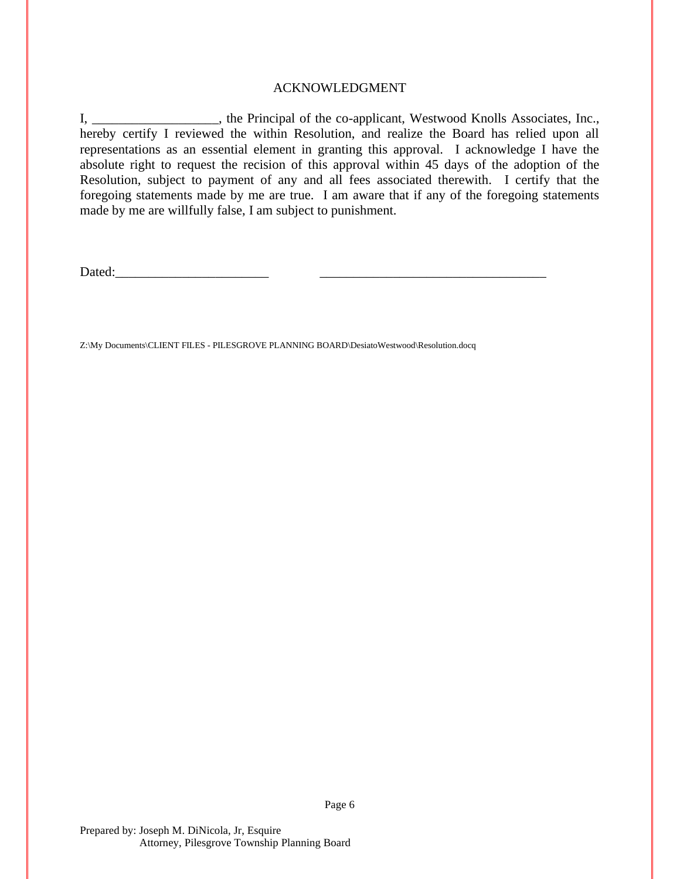# ACKNOWLEDGMENT

I, __________________, the Principal of the co-applicant, Westwood Knolls Associates, Inc., hereby certify I reviewed the within Resolution, and realize the Board has relied upon all representations as an essential element in granting this approval. I acknowledge I have the absolute right to request the recision of this approval within 45 days of the adoption of the Resolution, subject to payment of any and all fees associated therewith. I certify that the foregoing statements made by me are true. I am aware that if any of the foregoing statements made by me are willfully false, I am subject to punishment.

Dated:_______________________ __________________________________

Z:\My Documents\CLIENT FILES - PILESGROVE PLANNING BOARD\DesiatoWestwood\Resolution.docq

Prepared by: Joseph M. DiNicola, Jr, Esquire
Attorney, Pilesgrove Township Planning Board